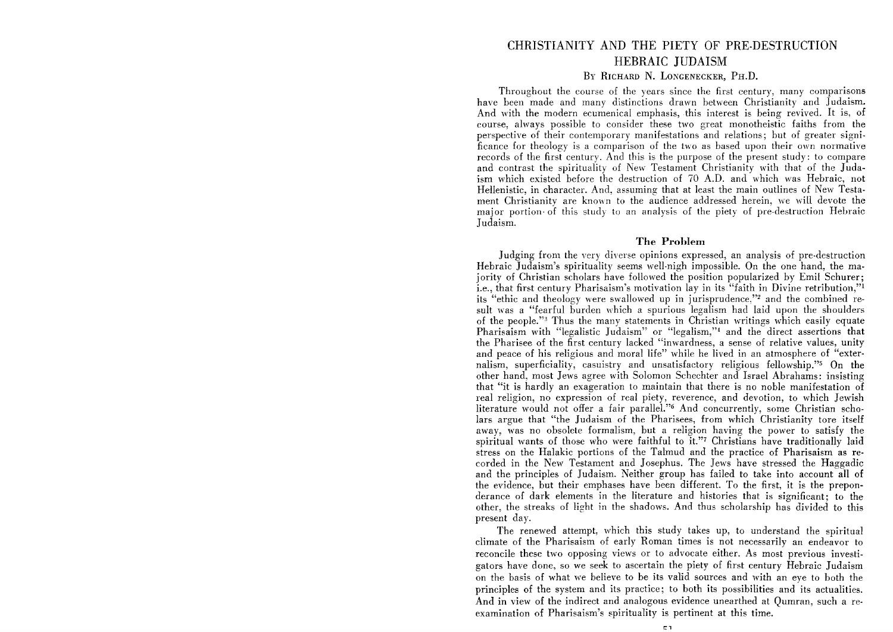# CHRISTIANITY AND THE PIETY OF PRE-DESTRUCTION HEBRAIC JUDAISM

By Richard N. Longenecker, Ph.D.

Throughout the course of the years since the first century, many comparisons have been made and many distinctions drawn between Christianity and Judaism. And with the modern ecumenical emphasis, this interest is being revived. It is, of course, always possible to consider these two great monotheistic faiths from the perspective of their contemporary manifestations and relations; but of greater significance for theology is a comparison of the two as based upon their own normative records of the first century. And this is the purpose of the present study: to compare and contrast the spirituality of New Testament Christianity with that of the Judaism which existed before the destruction of 70 A.D. and which was Hebraic, not Hellenistic, in character. And, assuming that at least the main outlines of New Testament Christianity are known to the audience addressed herein, we will devote the major portion of this study to an analysis of the piety of pre-destruction Hebraic Judaism.

## The Problem

Judging from the very diverse opinions expressed, an analysis of pre-destruction Hebraic Judaism's spirituality seems well-nigh impossible. On the one hand, the majority of Christian scholars have followed the position popularized by Emil Schurer; i.e., that first century Pharisaism's motivation lay in its "faith in Divine retribution,"[1] its "ethic and theology were swallowed up in jurisprudence,"[2] and the combined result was a "fearful burden which a spurious legalism had laid upon the shoulders of the people."[3] Thus the many statements in Christian writings which easily equate Pharisaism with "legalistic Judaism" or "legalism,"[4] and the direct assertions that the Pharisee of the first century lacked "inwardness, a sense of relative values, unity and peace of his religious and moral life" while he lived in an atmosphere of "externalism, superficiality, casuistry and unsatisfactory religious fellowship."[5] On the other hand, most Jews agree with Solomon Schechter and Israel Abrahams: insisting that "it is hardly an exageration to maintain that there is no noble manifestation of real religion, no expression of real piety, reverence, and devotion, to which Jewish literature would not offer a fair parallel."[6] And concurrently, some Christian scholars argue that "the Judaism of the Pharisees, from which Christianity tore itself away, was no obsolete formalism, but a religion having the power to satisfy the spiritual wants of those who were faithful to it."[7] Christians have traditionally laid stress on the Halakic portions of the Talmud and the practice of Pharisaism as recorded in the New Testament and Josephus. The Jews have stressed the Haggadic and the principles of Judaism. Neither group has failed to take into account all of the evidence, but their emphases have been different. To the first, it is the preponderance of dark elements in the literature and histories that is significant; to the other, the streaks of light in the shadows. And thus scholarship has divided to this present day.

The renewed attempt, which this study takes up, to understand the spiritual climate of the Pharisaism of early Roman times is not necessarily an endeavor to reconcile these two opposing views or to advocate either. As most previous investigators have done, so we seek to ascertain the piety of first century Hebraic Judaism on the basis of what we believe to be its valid sources and with an eye to both the principles of the system and its practice; to both its possibilities and its actualities. And in view of the indirect and analogous evidence unearthed at Qumran, such a re-examination of Pharisaism's spirituality is pertinent at this time.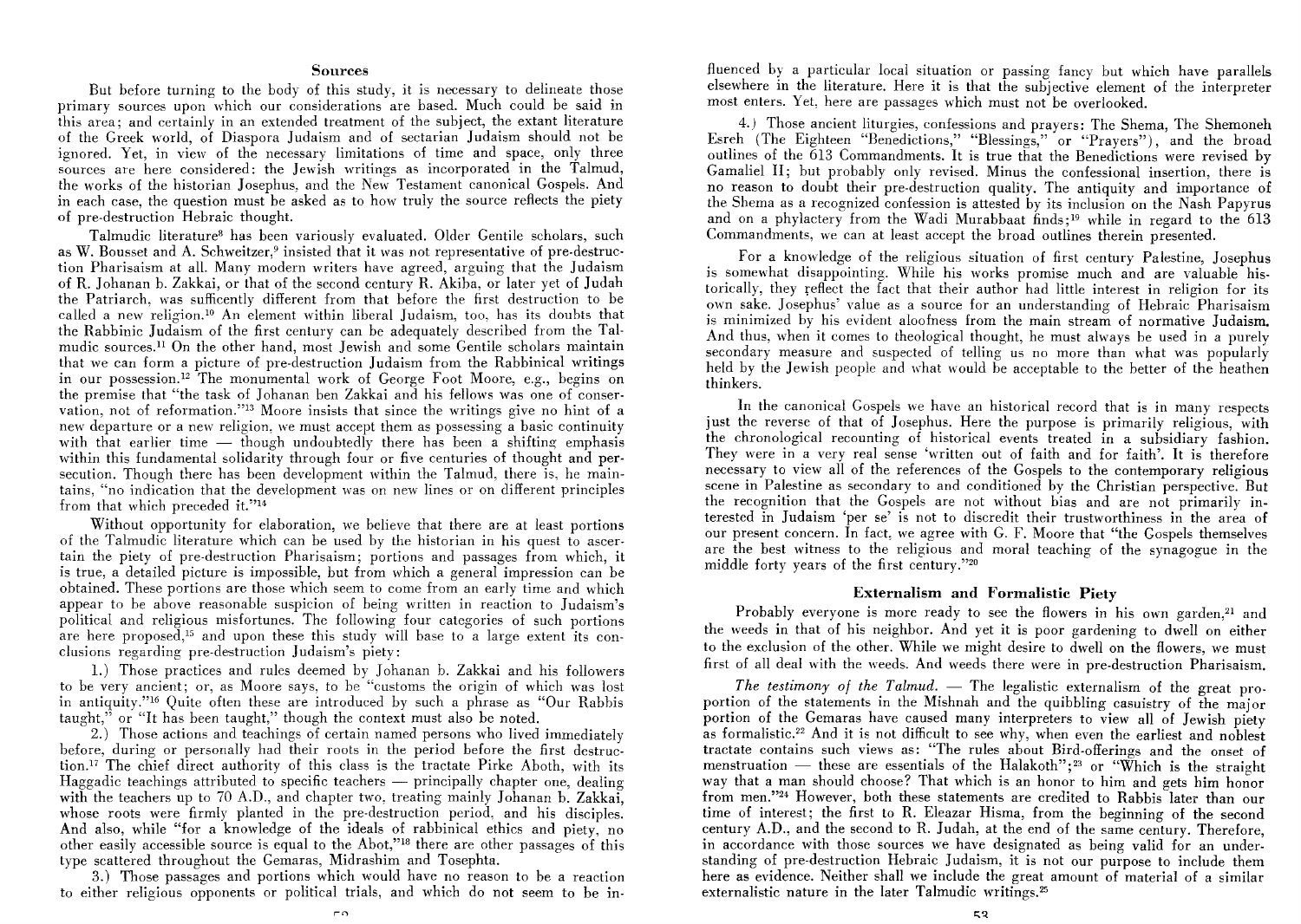## Sources

But before turning to the body of this study, it is necessary to delineate those primary sources upon which our considerations are based. Much could be said in this area; and certainly in an extended treatment of the subject, the extant literature of the Greek world, of Diaspora Judaism and of sectarian Judaism should not be ignored. Yet, in view of the necessary limitations of time and space, only three sources are here considered: the Jewish writings as incorporated in the Talmud, the works of the historian Josephus, and the New Testament canonical Gospels. And in each case, the question must be asked as to how truly the source reflects the piety of pre-destruction Hebraic thought.

Talmudic literature[8] has been variously evaluated. Older Gentile scholars, such as W. Bousset and A. Schweitzer,[9] insisted that it was not representative of pre-destruction Pharisaism at all. Many modern writers have agreed, arguing that the Judaism of R. Johanan b. Zakkai, or that of the second century R. Akiba, or later yet of Judah the Patriarch, was sufficently different from that before the first destruction to be called a new religion.[10] An element within liberal Judaism, too, has its doubts that the Rabbinic Judaism of the first century can be adequately described from the Talmudic sources.[11] On the other hand, most Jewish and some Gentile scholars maintain that we can form a picture of pre-destruction Judaism from the Rabbinical writings in our possession.[12] The monumental work of George Foot Moore, e.g., begins on the premise that "the task of Johanan ben Zakkai and his fellows was one of conservation, not of reformation."[13] Moore insists that since the writings give no hint of a new departure or a new religion, we must accept them as possessing a basic continuity with that earlier time — though undoubtedly there has been a shifting emphasis within this fundamental solidarity through four or five centuries of thought and persecution. Though there has been development within the Talmud, there is, he maintains, "no indication that the development was on new lines or on different principles from that which preceded it."[14]

Without opportunity for elaboration, we believe that there are at least portions of the Talmudic literature which can be used by the historian in his quest to ascertain the piety of pre-destruction Pharisaism; portions and passages from which, it is true, a detailed picture is impossible, but from which a general impression can be obtained. These portions are those which seem to come from an early time and which appear to be above reasonable suspicion of being written in reaction to Judaism's political and religious misfortunes. The following four categories of such portions are here proposed,[15] and upon these this study will base to a large extent its conclusions regarding pre-destruction Judaism's piety:

1.) Those practices and rules deemed by Johanan b. Zakkai and his followers to be very ancient; or, as Moore says, to be "customs the origin of which was lost in antiquity."[16] Quite often these are introduced by such a phrase as "Our Rabbis taught," or "It has been taught," though the context must also be noted.

2.) Those actions and teachings of certain named persons who lived immediately before, during or personally had their roots in the period before the first destruction.[17] The chief direct authority of this class is the tractate Pirke Aboth, with its Haggadic teachings attributed to specific teachers — principally chapter one, dealing with the teachers up to 70 A.D., and chapter two, treating mainly Johanan b. Zakkai, whose roots were firmly planted in the pre-destruction period, and his disciples. And also, while "for a knowledge of the ideals of rabbinical ethics and piety, no other easily accessible source is equal to the Abot,"[18] there are other passages of this type scattered throughout the Gemaras, Midrashim and Tosephta.

3.) Those passages and portions which would have no reason to be a reaction to either religious opponents or political trials, and which do not seem to be influenced by a particular local situation or passing fancy but which have parallels elsewhere in the literature. Here it is that the subjective element of the interpreter most enters. Yet, here are passages which must not be overlooked.

4.) Those ancient liturgies, confessions and prayers: The Shema, The Shemoneh Esreh (The Eighteen "Benedictions," "Blessings," or "Prayers"), and the broad outlines of the 613 Commandments. It is true that the Benedictions were revised by Gamaliel II; but probably only revised. Minus the confessional insertion, there is no reason to doubt their pre-destruction quality. The antiquity and importance of the Shema as a recognized confession is attested by its inclusion on the Nash Papyrus and on a phylactery from the Wadi Murabbaat finds;[19] while in regard to the 613 Commandments, we can at least accept the broad outlines therein presented.

For a knowledge of the religious situation of first century Palestine, Josephus is somewhat disappointing. While his works promise much and are valuable historically, they reflect the fact that their author had little interest in religion for its own sake. Josephus' value as a source for an understanding of Hebraic Pharisaism is minimized by his evident aloofness from the main stream of normative Judaism. And thus, when it comes to theological thought, he must always be used in a purely secondary measure and suspected of telling us no more than what was popularly held by the Jewish people and what would be acceptable to the better of the heathen thinkers.

In the canonical Gospels we have an historical record that is in many respects just the reverse of that of Josephus. Here the purpose is primarily religious, with the chronological recounting of historical events treated in a subsidiary fashion. They were in a very real sense 'written out of faith and for faith'. It is therefore necessary to view all of the references of the Gospels to the contemporary religious scene in Palestine as secondary to and conditioned by the Christian perspective. But the recognition that the Gospels are not without bias and are not primarily interested in Judaism 'per se' is not to discredit their trustworthiness in the area of our present concern. In fact, we agree with G. F. Moore that "the Gospels themselves are the best witness to the religious and moral teaching of the synagogue in the middle forty years of the first century."[20]

## Externalism and Formalistic Piety

Probably everyone is more ready to see the flowers in his own garden,[21] and the weeds in that of his neighbor. And yet it is poor gardening to dwell on either to the exclusion of the other. While we might desire to dwell on the flowers, we must first of all deal with the weeds. And weeds there were in pre-destruction Pharisaism.

*The testimony of the Talmud.* — The legalistic externalism of the great proportion of the statements in the Mishnah and the quibbling casuistry of the major portion of the Gemaras have caused many interpreters to view all of Jewish piety as formalistic.[22] And it is not difficult to see why, when even the earliest and noblest tractate contains such views as: "The rules about Bird-offerings and the onset of menstruation — these are essentials of the Halakoth";[23] or "Which is the straight way that a man should choose? That which is an honor to him and gets him honor from men."[24] However, both these statements are credited to Rabbis later than our time of interest; the first to R. Eleazar Hisma, from the beginning of the second century A.D., and the second to R. Judah, at the end of the same century. Therefore, in accordance with those sources we have designated as being valid for an understanding of pre-destruction Hebraic Judaism, it is not our purpose to include them here as evidence. Neither shall we include the great amount of material of a similar externalistic nature in the later Talmudic writings.[25]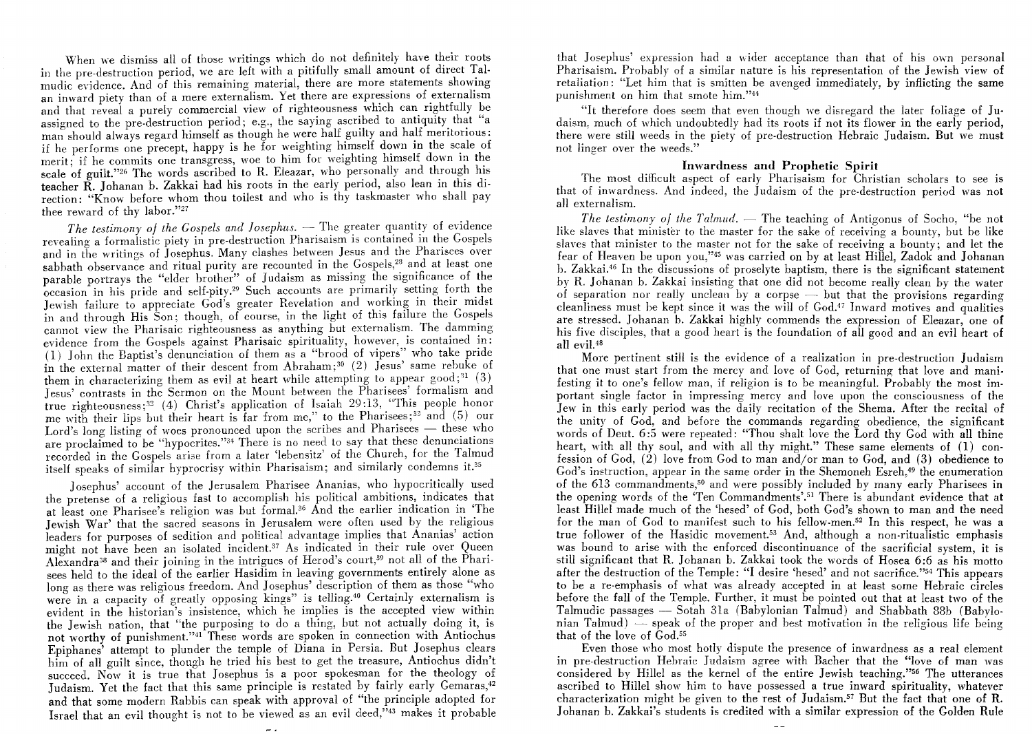When we dismiss all of those writings which do not definitely have their roots in the pre-destruction period, we are left with a pitifully small amount of direct Talmudic evidence. And of this remaining material, there are more statements showing an inward piety than of a mere externalism. Yet there are expressions of externalism and that reveal a purely commercial view of righteousness which can rightfully be assigned to the pre-destruction period; e.g., the saying ascribed to antiquity that "a man should always regard himself as though he were half guilty and half meritorious: if he performs one precept, happy is he for weighting himself down in the scale of merit; if he commits one transgress, woe to him for weighting himself down in the scale of guilt."[26] The words ascribed to R. Eleazar, who personally and through his teacher R. Johanan b. Zakkai had his roots in the early period, also lean in this direction: "Know before whom thou toilest and who is thy taskmaster who shall pay thee reward of thy labor."[27]

*The testimony of the Gospels and Josephus.* — The greater quantity of evidence revealing a formalistic piety in pre-destruction Pharisaism is contained in the Gospels and in the writings of Josephus. Many clashes between Jesus and the Pharisees over sabbath observance and ritual purity are recounted in the Gospels,[28] and at least one parable portrays the "elder brother" of Judaism as missing the significance of the occasion in his pride and self-pity.[29] Such accounts are primarily setting forth the Jewish failure to appreciate God's greater Revelation and working in their midst in and through His Son; though, of course, in the light of this failure the Gospels cannot view the Pharisaic righteousness as anything but externalism. The damming evidence from the Gospels against Pharisaic spirituality, however, is contained in: (1) John the Baptist's denunciation of them as a "brood of vipers" who take pride in the external matter of their descent from Abraham;[30] (2) Jesus' same rebuke of them in characterizing them as evil at heart while attempting to appear good;[31] (3) Jesus' contrasts in the Sermon on the Mount between the Pharisees' formalism and true righteousness;[32] (4) Christ's application of Isaiah 29:13, "This people honor me with their lips but their heart is far from me," to the Pharisees;[33] and (5) our Lord's long listing of woes pronounced upon the scribes and Pharisees — these who are proclaimed to be "hypocrites."[34] There is no need to say that these denunciations recorded in the Gospels arise from a later 'lebensitz' of the Church, for the Talmud itself speaks of similar hyprocrisy within Pharisaism; and similarly condemns it.[35]

Josephus' account of the Jerusalem Pharisee Ananias, who hypocritically used the pretense of a religious fast to accomplish his political ambitions, indicates that at least one Pharisee's religion was but formal.[36] And the earlier indication in 'The Jewish War' that the sacred seasons in Jerusalem were often used by the religious leaders for purposes of sedition and political advantage implies that Ananias' action might not have been an isolated incident.[37] As indicated in their rule over Queen Alexandra[38] and their joining in the intrigues of Herod's court,[39] not all of the Pharisees held to the ideal of the earlier Hasidim in leaving governments entirely alone as long as there was religious freedom. And Josephus' description of them as those "who were in a capacity of greatly opposing kings" is telling.[40] Certainly externalism is evident in the historian's insistence, which he implies is the accepted view within the Jewish nation, that "the purposing to do a thing, but not actually doing it, is not worthy of punishment."[41] These words are spoken in connection with Antiochus Epiphanes' attempt to plunder the temple of Diana in Persia. But Josephus clears him of all guilt since, though he tried his best to get the treasure, Antiochus didn't succeed. Now it is true that Josephus is a poor spokesman for the theology of Judaism. Yet the fact that this same principle is restated by fairly early Gemaras,[42] and that some modern Rabbis can speak with approval of "the principle adopted for Israel that an evil thought is not to be viewed as an evil deed,"[43] makes it probable that Josephus' expression had a wider acceptance than that of his own personal Pharisaism. Probably of a similar nature is his representation of the Jewish view of retaliation: "Let him that is smitten be avenged immediately, by inflicting the same punishment on him that smote him."[44]

"It therefore does seem that even though we disregard the later foliage of Judaism, much of which undoubtedly had its roots if not its flower in the early period, there were still weeds in the piety of pre-destruction Hebraic Judaism. But we must not linger over the weeds."

## Inwardness and Prophetic Spirit

The most difficult aspect of early Pharisaism for Christian scholars to see is that of inwardness. And indeed, the Judaism of the pre-destruction period was not all externalism.

*The testimony of the Talmud.* — The teaching of Antigonus of Socho, "be not like slaves that minister to the master for the sake of receiving a bounty, but be like slaves that minister to the master not for the sake of receiving a bounty; and let the fear of Heaven be upon you,"[45] was carried on by at least Hillel, Zadok and Johanan b. Zakkai.[46] In the discussions of proselyte baptism, there is the significant statement by R. Johanan b. Zakkai insisting that one did not become really clean by the water of separation nor really unclean by a corpse — but that the provisions regarding cleanliness must be kept since it was the will of God.[47] Inward motives and qualities are stressed. Johanan b. Zakkai highly commends the expression of Eleazar, one of his five disciples, that a good heart is the foundation of all good and an evil heart of all evil.[48]

More pertinent still is the evidence of a realization in pre-destruction Judaism that one must start from the mercy and love of God, returning that love and manifesting it to one's fellow man, if religion is to be meaningful. Probably the most important single factor in impressing mercy and love upon the consciousness of the Jew in this early period was the daily recitation of the Shema. After the recital of the unity of God, and before the commands regarding obedience, the significant words of Deut. 6:5 were repeated: "Thou shalt love the Lord thy God with all thine heart, with all thy soul, and with all thy might." These same elements of (1) confession of God, (2) love from God to man and/or man to God, and (3) obedience to God's instruction, appear in the same order in the Shemoneh Esreh,[49] the enumeration of the 613 commandments,[50] and were possibly included by many early Pharisees in the opening words of the 'Ten Commandments'.[51] There is abundant evidence that at least Hillel made much of the 'hesed' of God, both God's shown to man and the need for the man of God to manifest such to his fellow-men.[52] In this respect, he was a true follower of the Hasidic movement.[53] And, although a non-ritualistic emphasis was bound to arise with the enforced discontinuance of the sacrificial system, it is still significant that R. Johanan b. Zakkai took the words of Hosea 6:6 as his motto after the destruction of the Temple: "I desire 'hesed' and not sacrifice."[54] This appears to be a re-emphasis of what was already accepted in at least some Hebraic circles before the fall of the Temple. Further, it must be pointed out that at least two of the Talmudic passages — Sotah 31a (Babylonian Talmud) and Shabbath 88b (Babylonian Talmud) — speak of the proper and best motivation in the religious life being that of the love of God.[55]

Even those who most hotly dispute the presence of inwardness as a real element in pre-destruction Hebraic Judaism agree with Bacher that the "love of man was considered by Hillel as the kernel of the entire Jewish teaching."[56] The utterances ascribed to Hillel show him to have possessed a true inward spirituality, whatever characterization might be given to the rest of Judaism.[57] But the fact that one of R. Johanan b. Zakkai's students is credited with a similar expression of the Golden Rule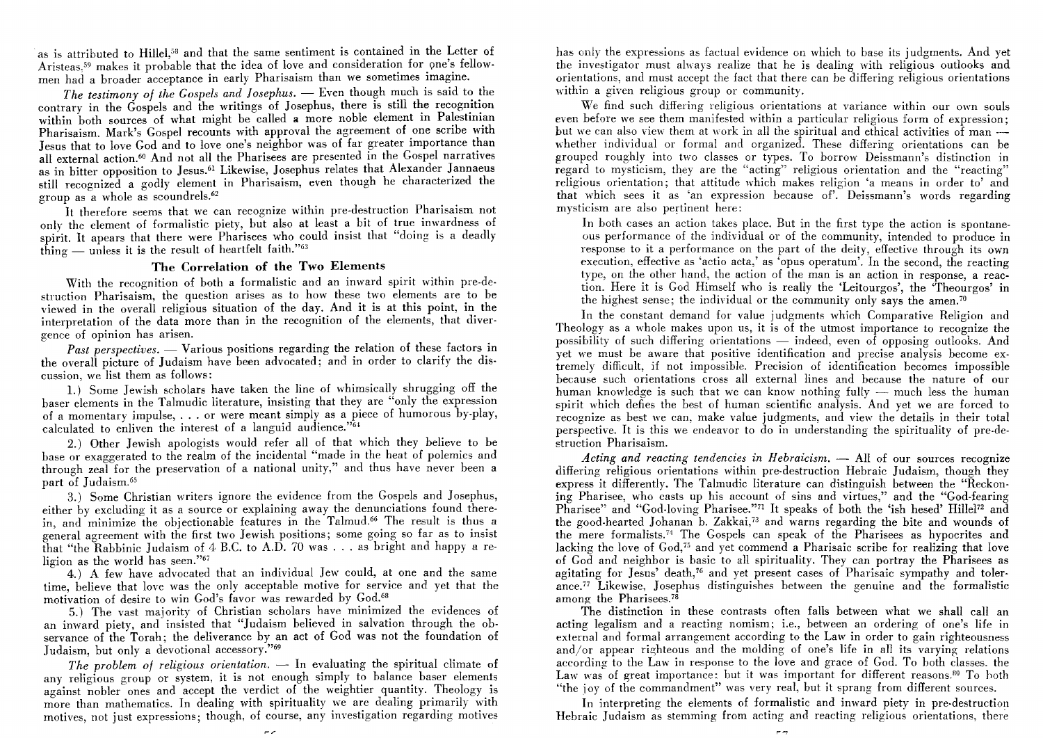as is attributed to Hillel,[58] and that the same sentiment is contained in the Letter of Aristeas,[59] makes it probable that the idea of love and consideration for one's fellowmen had a broader acceptance in early Pharisaism than we sometimes imagine.

*The testimony of the Gospels and Josephus.* — Even though much is said to the contrary in the Gospels and the writings of Josephus, there is still the recognition within both sources of what might be called a more noble element in Palestinian Pharisaism. Mark's Gospel recounts with approval the agreement of one scribe with Jesus that to love God and to love one's neighbor was of far greater importance than all external action.[60] And not all the Pharisees are presented in the Gospel narratives as in bitter opposition to Jesus.[61] Likewise, Josephus relates that Alexander Jannaeus still recognized a godly element in Pharisaism, even though he characterized the group as a whole as scoundrels.[62]

It therefore seems that we can recognize within pre-destruction Pharisaism not only the element of formalistic piety, but also at least a bit of true inwardness of spirit. It apears that there were Pharisees who could insist that "doing is a deadly thing — unless it is the result of heartfelt faith."[63]

## The Correlation of the Two Elements

With the recognition of both a formalistic and an inward spirit within pre-destruction Pharisaism, the question arises as to how these two elements are to be viewed in the overall religious situation of the day. And it is at this point, in the interpretation of the data more than in the recognition of the elements, that divergence of opinion has arisen.

*Past perspectives.* — Various positions regarding the relation of these factors in the overall picture of Judaism have been advocated; and in order to clarify the discussion, we list them as follows:

1.) Some Jewish scholars have taken the line of whimsically shrugging off the baser elements in the Talmudic literature, insisting that they are "only the expression of a momentary impulse, . . . or were meant simply as a piece of humorous by-play, calculated to enliven the interest of a languid audience."[64]

2.) Other Jewish apologists would refer all of that which they believe to be base or exaggerated to the realm of the incidental "made in the heat of polemics and through zeal for the preservation of a national unity," and thus have never been a part of Judaism.[65]

3.) Some Christian writers ignore the evidence from the Gospels and Josephus, either by excluding it as a source or explaining away the denunciations found therein, and minimize the objectionable features in the Talmud.[66] The result is thus a general agreement with the first two Jewish positions; some going so far as to insist that "the Rabbinic Judaism of 4 B.C. to A.D. 70 was . . . as bright and happy a religion as the world has seen."[67]

4.) A few have advocated that an individual Jew could, at one and the same time, believe that love was the only acceptable motive for service and yet that the motivation of desire to win God's favor was rewarded by God.[68]

5.) The vast majority of Christian scholars have minimized the evidences of an inward piety, and insisted that "Judaism believed in salvation through the observance of the Torah; the deliverance by an act of God was not the foundation of Judaism, but only a devotional accessory."[69]

*The problem of religious orientation.* — In evaluating the spiritual climate of any religious group or system, it is not enough simply to balance baser elements against nobler ones and accept the verdict of the weightier quantity. Theology is more than mathematics. In dealing with spirituality we are dealing primarily with motives, not just expressions; though, of course, any investigation regarding motives has only the expressions as factual evidence on which to base its judgments. And yet the investigator must always realize that he is dealing with religious outlooks and orientations, and must accept the fact that there can be differing religious orientations within a given religious group or community.

We find such differing religious orientations at variance within our own souls even before we see them manifested within a particular religious form of expression; but we can also view them at work in all the spiritual and ethical activities of man — whether individual or formal and organized. These differing orientations can be grouped roughly into two classes or types. To borrow Deissmann's distinction in regard to mysticism, they are the "acting" religious orientation and the "reacting" religious orientation; that attitude which makes religion 'a means in order to' and that which sees it as 'an expression because of'. Deissmann's words regarding mysticism are also pertinent here:

> In both cases an action takes place. But in the first type the action is spontaneous performance of the individual or of the community, intended to produce in response to it a performance on the part of the deity, effective through its own execution, effective as 'actio acta,' as 'opus operatum'. In the second, the reacting type, on the other hand, the action of the man is an action in response, a reaction. Here it is God Himself who is really the 'Leitourgos', the 'Theourgos' in the highest sense; the individual or the community only says the amen.[70]

In the constant demand for value judgments which Comparative Religion and Theology as a whole makes upon us, it is of the utmost importance to recognize the possibility of such differing orientations — indeed, even of opposing outlooks. And yet we must be aware that positive identification and precise analysis become extremely difficult, if not impossible. Precision of identification becomes impossible because such orientations cross all external lines and because the nature of our human knowledge is such that we can know nothing fully — much less the human spirit which defies the best of human scientific analysis. And yet we are forced to recognize as best we can, make value judgments, and view the details in their total perspective. It is this we endeavor to do in understanding the spirituality of pre-destruction Pharisaism.

*Acting and reacting tendencies in Hebraicism.* — All of our sources recognize differing religious orientations within pre-destruction Hebraic Judaism, though they express it differently. The Talmudic literature can distinguish between the "Reckoning Pharisee, who casts up his account of sins and virtues," and the "God-fearing Pharisee" and "God-loving Pharisee."[71] It speaks of both the 'ish hesed' Hillel[72] and the good-hearted Johanan b. Zakkai,[73] and warns regarding the bite and wounds of the mere formalists.[74] The Gospels can speak of the Pharisees as hypocrites and lacking the love of God,[75] and yet commend a Pharisaic scribe for realizing that love of God and neighbor is basic to all spirituality. They can portray the Pharisees as agitating for Jesus' death,[76] and yet present cases of Pharisaic sympathy and tolerance.[77] Likewise, Josephus distinguishes between the genuine and the formalistic among the Pharisees.[78]

The distinction in these contrasts often falls between what we shall call an acting legalism and a reacting nomism; i.e., between an ordering of one's life in external and formal arrangement according to the Law in order to gain righteousness and/or appear righteous and the molding of one's life in all its varying relations according to the Law in response to the love and grace of God. To both classes, the Law was of great importance: but it was important for different reasons.[80] To both "the joy of the commandment" was very real, but it sprang from different sources.

In interpreting the elements of formalistic and inward piety in pre-destruction Hebraic Judaism as stemming from acting and reacting religious orientations, there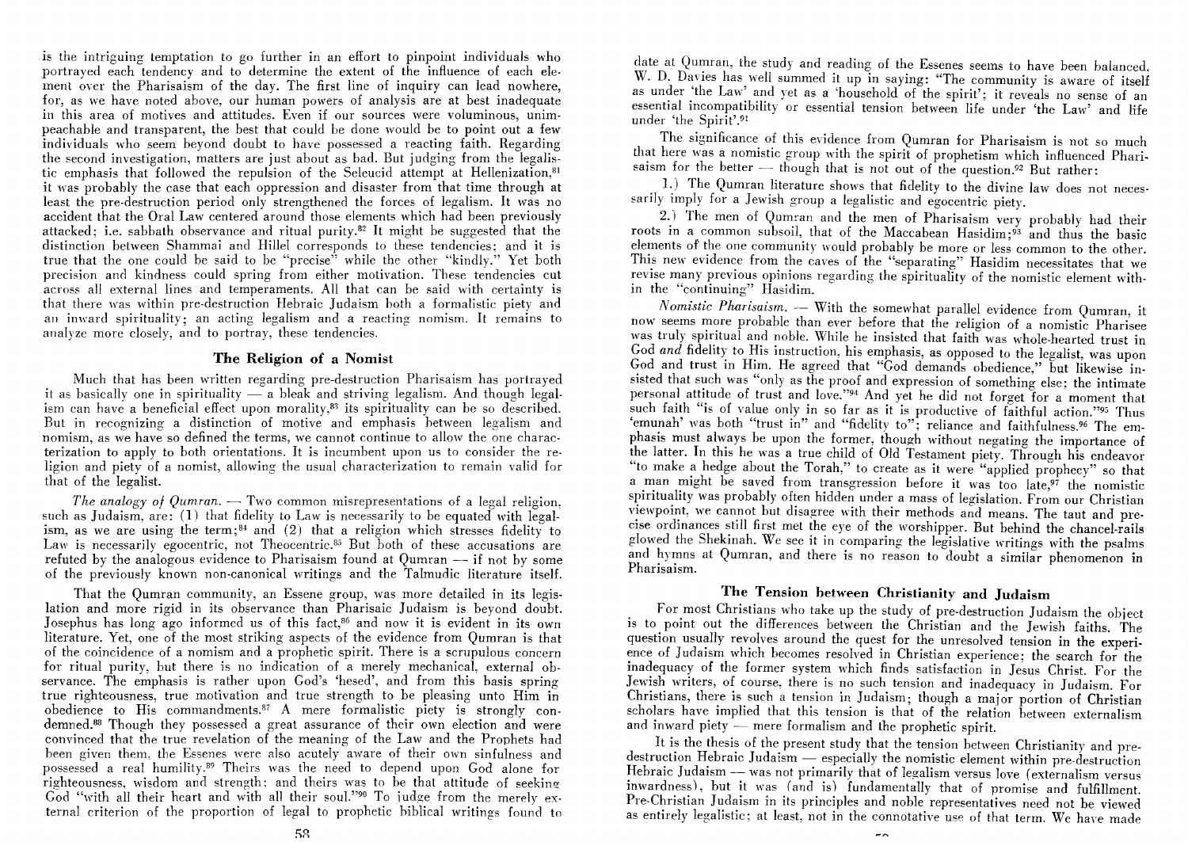is the intriguing temptation to go further in an effort to pinpoint individuals who portrayed each tendency and to determine the extent of the influence of each element over the Pharisaism of the day. The first line of inquiry can lead nowhere, for, as we have noted above, our human powers of analysis are at best inadequate in this area of motives and attitudes. Even if our sources were voluminous, unimpeachable and transparent, the best that could be done would be to point out a few individuals who seem beyond doubt to have possessed a reacting faith. Regarding the second investigation, matters are just about as bad. But judging from the legalistic emphasis that followed the repulsion of the Seleucid attempt at Hellenization,[81] it was probably the case that each oppression and disaster from that time through at least the pre-destruction period only strengthened the forces of legalism. It was no accident that the Oral Law centered around those elements which had been previously attacked; i.e. sabbath observance and ritual purity.[82] It might be suggested that the distinction between Shammai and Hillel corresponds to these tendencies; and it is true that the one could be said to be "precise" while the other "kindly." Yet both precision and kindness could spring from either motivation. These tendencies cut across all external lines and temperaments. All that can be said with certainty is that there was within pre-destruction Hebraic Judaism both a formalistic piety and an inward spirituality; an acting legalism and a reacting nomism. It remains to analyze more closely, and to portray, these tendencies.

## The Religion of a Nomist

Much that has been written regarding pre-destruction Pharisaism has portrayed it as basically one in spirituality — a bleak and striving legalism. And though legalism can have a beneficial effect upon morality,[83] its spirituality can be so described. But in recognizing a distinction of motive and emphasis between legalism and nomism, as we have so defined the terms, we cannot continue to allow the one characterization to apply to both orientations. It is incumbent upon us to consider the religion and piety of a nomist, allowing the usual characterization to remain valid for that of the legalist.

*The analogy of Qumran.* — Two common misrepresentations of a legal religion, such as Judaism, are: (1) that fidelity to Law is necessarily to be equated with legalism, as we are using the term;[84] and (2) that a religion which stresses fidelity to Law is necessarily egocentric, not Theocentric.[85] But both of these accusations are refuted by the analogous evidence to Pharisaism found at Qumran — if not by some of the previously known non-canonical writings and the Talmudic literature itself.

That the Qumran community, an Essene group, was more detailed in its legislation and more rigid in its observance than Pharisaic Judaism is beyond doubt. Josephus has long ago informed us of this fact,[86] and now it is evident in its own literature. Yet, one of the most striking aspects of the evidence from Qumran is that of the coincidence of a nomism and a prophetic spirit. There is a scrupulous concern for ritual purity, but there is no indication of a merely mechanical, external observance. The emphasis is rather upon God's 'hesed', and from this basis spring true righteousness, true motivation and true strength to be pleasing unto Him in obedience to His commandments.[87] A mere formalistic piety is strongly condemned.[88] Though they possessed a great assurance of their own election and were convinced that the true revelation of the meaning of the Law and the Prophets had been given them, the Essenes were also acutely aware of their own sinfulness and possessed a real humility.[89] Theirs was the need to depend upon God alone for righteousness, wisdom and strength; and theirs was to be that attitude of seeking God "with all their heart and with all their soul."[90] To judge from the merely external criterion of the proportion of legal to prophetic biblical writings found to date at Qumran, the study and reading of the Essenes seems to have been balanced. W. D. Davies has well summed it up in saying: "The community is aware of itself as under 'the Law' and yet as a 'household of the spirit'; it reveals no sense of an essential incompatibility or essential tension between life under 'the Law' and life under 'the Spirit'.[91]

The significance of this evidence from Qumran for Pharisaism is not so much that here was a nomistic group with the spirit of prophetism which influenced Pharisaism for the better — though that is not out of the question.[92] But rather:

1.) The Qumran literature shows that fidelity to the divine law does not necessarily imply for a Jewish group a legalistic and egocentric piety.

2.) The men of Qumran and the men of Pharisaism very probably had their roots in a common subsoil, that of the Maccabean Hasidim;[93] and thus the basic elements of the one community would probably be more or less common to the other. This new evidence from the caves of the "separating" Hasidim necessitates that we revise many previous opinions regarding the spirituality of the nomistic element within the "continuing" Hasidim.

*Nomistic Pharisaism.* — With the somewhat parallel evidence from Qumran, it now seems more probable than ever before that the religion of a nomistic Pharisee was truly spiritual and noble. While he insisted that faith was whole-hearted trust in God *and* fidelity to His instruction, his emphasis, as opposed to the legalist, was upon God and trust in Him. He agreed that "God demands obedience," but likewise insisted that such was "only as the proof and expression of something else; the intimate personal attitude of trust and love."[94] And yet he did not forget for a moment that such faith "is of value only in so far as it is productive of faithful action."[95] Thus 'emunah' was both "trust in" and "fidelity to"; reliance and faithfulness.[96] The emphasis must always be upon the former, though without negating the importance of the latter. In this he was a true child of Old Testament piety. Through his endeavor "to make a hedge about the Torah," to create as it were "applied prophecy" so that a man might be saved from transgression before it was too late,[97] the nomistic spirituality was probably often hidden under a mass of legislation. From our Christian viewpoint, we cannot but disagree with their methods and means. The taut and precise ordinances still first met the eye of the worshipper. But behind the chancel-rails glowed the Shekinah. We see it in comparing the legislative writings with the psalms and hymns at Qumran, and there is no reason to doubt a similar phenomenon in Pharisaism.

## The Tension between Christianity and Judaism

For most Christians who take up the study of pre-destruction Judaism the object is to point out the differences between the Christian and the Jewish faiths. The question usually revolves around the quest for the unresolved tension in the experience of Judaism which becomes resolved in Christian experience; the search for the inadequacy of the former system which finds satisfaction in Jesus Christ. For the Jewish writers, of course, there is no such tension and inadequacy in Judaism. For Christians, there is such a tension in Judaism; though a major portion of Christian scholars have implied that this tension is that of the relation between externalism and inward piety — mere formalism and the prophetic spirit.

It is the thesis of the present study that the tension between Christianity and pre-destruction Hebraic Judaism — especially the nomistic element within pre-destruction Hebraic Judaism — was not primarily that of legalism versus love (externalism versus inwardness), but it was (and is) fundamentally that of promise and fulfillment. Pre-Christian Judaism in its principles and noble representatives need not be viewed as entirely legalistic; at least, not in the connotative use of that term. We have made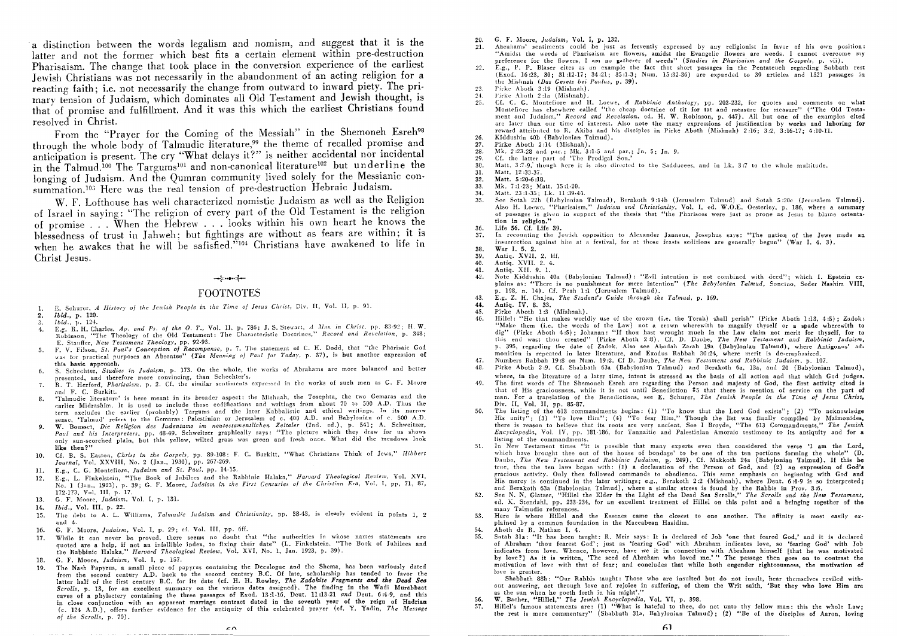a distinction between the words legalism and nomism, and suggest that it is the latter and not the former which best fits a certain element within pre-destruction Pharisaism. The change that took place in the conversion experience of the earliest Jewish Christians was not necessarily in the abandonment of an acting religion for a reacting faith; i.e. not necessarily the change from outward to inward piety. The primary tension of Judaism, which dominates all Old Testament and Jewish thought, is that of promise and fulfillment. And it was this which the earliest Christians found resolved in Christ.

From the "Prayer for the Coming of the Messiah" in the Shemoneh Esreh[98] through the whole body of Talmudic literature,[99] the theme of recalled promise and anticipation is present. The cry "What delays it?" is neither accidental nor incidental in the Talmud.[100] The Targums[101] and non-canonical literature[102] but underline the longing of Judaism. And the Qumran community lived solely for the Messianic consummation.[103] Here was the real tension of pre-destruction Hebraic Judaism.

W. F. Lofthouse has well characterized nomistic Judaism as well as the Religion of Israel in saying: "The religion of every part of the Old Testament is the religion of promise . . . When the Hebrew . . . looks within his own heart he knows the blessedness of trust in Jahweh; but fightings are without as fears are within; it is when he awakes that he will be satisfied."[104] Christians have awakened to life in Christ Jesus.

## FOOTNOTES

1. E. Schurer, *A History of the Jewish People in the Time of Jesus Christ*, Div. II, Vol. II, p. 91.
2. *Ibid.*, p. 120.
3. *Ibid.*, p. 124.
4. E.g. R. H. Charles, *Ap. and Ps. of the O. T.*, Vol. II, p. 786; J. S. Stewart, *A Man in Christ*, pp. 83-92; H. W. Robinson, "The Theology of the Old Testament: The Characteristic Doctrines," *Record and Revelation*, p. 348; E. Stauffer, *New Testament Theology*, pp. 92-93.
5. F. V. Filson, *St. Paul's Conception of Recompense*, p. 7. The statement of C. H. Dodd, that "the Pharisaic God was for practical purposes an Absentee" (*The Meaning of Paul for Today*, p. 37), is but another expression of this basic approach.
6. S. Schechter, *Studies in Judaism*, p. 173. On the whole, the works of Abrahams are more balanced and better presented, and therefore more convincing, than Schechter's.
7. R. T. Herford, *Pharisaism*, p. 2. Cf. the similar sentiments expressed in the works of such men as G. F. Moore and F. C. Burkitt.
8. 'Talmudic literature' is here meant in its broader aspect: the Mishnah, the Tosephta, the two Gemaras and the earlier Midrashim. It is used to include those codifications and writings from about 70 to 500 A.D. Thus the term excludes the earlier (probably) Targums and the later Kabbalistic and ethical writings. In its narrow sense, 'Talmud' refers to the Gemaras: Palestinian or Jerusalem of c. 400 A.D. and Babylonian of c. 500 A.D.
9. W. Bousset, *Die Religion des Judentums im neutestamentlichen Zeitalter* (2nd. ed.), p. 541; A. Schweitzer, *Paul and his Interpreters*, pp. 48-49. Schweitzer graphically says: "The picture which they draw for us shows only sun-scorched plain, but this yellow, wilted grass was green and fresh once. What did the meadows look like then?"
10. Cf. B. S. Easton, *Christ in the Gospels*, pp. 89-108; F. C. Burkitt, "What Christians Think of Jews," *Hibbert Journal*, Vol. XXVIII, No. 2 (Jan., 1930), pp. 267-269.
11. E.g., C. G. Montefiore, *Judaism and St. Paul*, pp. 14-15.
12. E.g., L. Finkelstein, "The Book of Jubilees and the Rabbinic Halaka," *Harvard Theological Review*, Vol. XVI, No. 1 (Jan., 1923), p. 39; G. F. Moore, *Judaism in the First Centuries of the Christian Era*, Vol. I, pp. 71, 87, 172-173, Vol. III, p. 17.
13. G. F. Moore, *Judaism*, Vol. I, p. 131.
14. *Ibid.*, Vol. III, p. 22.
15. The debt to A. L. Williams, *Talmudic Judaism and Christianity*, pp. 38-43, is clearly evident in points 1, 2 and 4.
16. G. F. Moore, *Judaism*, Vol. I, p. 29; cf. Vol. III, pp. 6ff.
17. While it can never be proved, there seems no doubt that "the authorities in whose names statements are quoted are a help, if not an infallible index, to fixing their date" (L. Finkelstein, "The Book of Jubilees and the Rabbinic Halaka," *Harvard Theological Review*, Vol. XVI, No. 1, Jan. 1923, p. 39).
18. G. F. Moore, *Judaism*, Vol. I, p. 157.
19. The Nash Papyrus, a small piece of papyrus containing the Decalogue and the Shema, has been variously dated from the second century A.D. back to the second century B.C. Of late, scholarship has tended to favor the latter half of the first century B.C. for its date (cf. H. H. Rowley, *The Zadokite Fragments and the Dead Sea Scrolls*, p. 13, for an excellent summary on the various dates assigned). The finding in the Wadi Murabbaat caves of a phylactery containing the three passages of Exod. 13:1-16, Deut. 11:13-21 and Deut. 6:4-9, and this in close conjunction with an apparent marriage contract dated in the seventh year of the reign of Hadrian (c. 124 A.D.), offers further evidence for the antiquity of this celebrated prayer (cf. Y. Yadin, *The Message of the Scrolls*, p. 70).
20. G. F. Moore, *Judaism*, Vol. I, p. 132.
21. Abrahams' sentiments could be just as fervently expressed by any religionist in favor of his own position: "Amidst the weeds of Pharisaism are flowers, amidst the Evangelic flowers are weeds. I cannot overcome my preference for the flowers, I am no gatherer of weeds" (*Studies in Pharisaism and the Gospels*, p. vii).
22. E.g., P. P. Blaser cites as an example the fact that short passages in the Pentateuch regarding Sabbath rest (Exod. 16:23, 30; 31:12-17; 34:21; 35:1-3; Num. 15:32-36) are expanded to 39 articles and 1521 passages in the Mishnah (*Das Gesetz bei Paulus*, p. 39).
23. Pirke Aboth 3:19 (Mishnah).
24. Pirke Aboth 2:1a (Mishnah).
25. Cf. C. G. Montefiore and H. Loewe, *A Rabbinic Anthology*, pp. 202-232, for quotes and comments on what Montefiore has elsewhere called "the cheap doctrine of tit for tat and measure for measure" ("The Old Testament and Judaism," *Record and Revelation*, p. 447). All but one of the examples cited are later than our time of interest. Also note the many expressions of justification by works and laboring for reward attributed to R. Akiba and his disciples in Pirke Aboth (Mishnah) 2:16; 3:2, 3:16-17; 4:10-11.
26. Kiddushin 40b (Babylonian Talmud).
27. Pirke Aboth 2:14 (Mishnah).
28. Mk. 2:23-28 and par.; Mk. 3:1-5 and par.; Jn. 5; Jn. 9.
29. Cf. the latter part of 'The Prodigal Son.'
30. Matt. 3:7-9,' though here it is also directed to the Sadducees, and in Lk. 3:7 to the whole multitude.
31. Matt. 12:33-37.
32. Matt. 5:20-6:18.
33. Mk. 7:1-23; Matt. 15:1-20.
34. Matt. 23:1-35; Lk. 11:39-44.
35. See Sotah 22b (Babylonian Talmud), Berakoth 9:14b (Jerusalem Talmud) and Sotah 5:20c (Jerusalem Talmud). Also H. Loewe, "Pharisaism," *Judaism and Christianity*, Vol. I, ed. W.O.E. Oesterley, p. 186, where a summary of passages is given in support of the thesis that "the Pharisees were just as prone as Jesus to blame ostentation in religion."
36. Life 56. Cf. Life 39.
37. In recounting the Jewish opposition to Alexander Janneus, Josephus says: "The nation of the Jews made an insurrection against him at a festival, for at those feasts seditions are generally begun" (War I. 4. 3).
38. War I. 5. 2.
39. Antiq. XVII. 2. 4ff.
40. Antiq. XVII. 2. 4.
41. Antiq. XII. 9. 1.
42. Note Kiddushin 40a (Babylonian Talmud): "Evil intention is not combined with deed"; which I. Epstein explains as: "There is no punishment for mere intention" (*The Babylonian Talmud*, Soncino, Seder Nashim VIII, p. 198, n. 14). Cf. Peah 1:1 (Jerusalem Talmud).
43. E.g. Z. H. Chajes, *The Student's Guide through the Talmud*, p. 169.
44. Antiq. IV. 8. 33.
45. Pirke Aboth 1:3 (Mishnah).
46. Hillel: "He that makes worldly use of the crown (i.e. the Torah) shall perish" (Pirke Aboth 1:13, 4:5); Zadok: "Make them (i.e. the words of the Law) not a crown wherewith to magnify thyself or a spade wherewith to dig" (Pirke Aboth 4:5); Johanan: "If thou hast wrought much in the Law claim not merit for thyself, for to this end wast thou created" (Pirke Aboth 2:8). Cf. D. Daube, *The New Testament and Rabbinic Judaism*, p. 395, regarding the date of Zadok. Also see Abodah Zarah 19a (Babylonian Talmud), where Antigonus' admonition is repeated in later literature, and Exodus Rabbah 30:24, where merit is de-emphasized.
47. Numbers Rabbah 19:8 on Num. 19:2. Cf D. Daube, *The New Testament and Rabbinic Judaism*, p. 107.
48. Pirke Aboth 2:9. Cf. Shabbath 63a (Babylonian Talmud) and Berakoth 6a, 13a, and 20 (Babylonian Talmud), where, in the literature of a later time, intent is stressed as the basis of all action and that which God judges.
49. The first words of The Shemoneh Esreh are regarding the Person and majesty of God, the first activity cited is that of His graciousness, while it is not until Benediction #5 that there is mention of service on the part of man. For a translation of the Benedictions, see E. Schurer, *The Jewish People in the Time of Jesus Christ*, Div. II, Vol. II, pp. 85-87.
50. The listing of the 613 commandments begins: (1) "To know that the Lord God exists"; (2) "To acknowledge His unity"; (3) "To love Him"; (4) "To fear Him." Though the list was finally compiled by Maimonides, there is reason to believe that its roots are very ancient. See I Broyde, "The 613 Commandments," *The Jewish Encyclopedia*, Vol. IV, pp. 181-186, for Tannaitic and Palestinian Amoraic testimony to its antiquity and for a listing of the commandments.
51. In New Testament times "it is possible that many experts even then considered the verse 'I am the Lord, which have brought thee out of the house of bondage' to be one of the ten portions forming the whole" (D. Daube, *The New Testament and Rabbinic Judaism*, p. 249). Cf. Makkoth 24a (Babylonian Talmud). If this be true, then the ten laws began with: (1) a declaration of the Person of God, and (2) an expression of God's gracious activity. Only then followed commands to obedience. This same emphasis on beginning with God and His mercy is continued in the later writings; e.g., Berakoth 2:2 (Mishnah), where Deut. 6:4-9 is so interpreted; and Berakoth 63a (Babylonian Talmud), where a similar stress is found by the Rabbis in Prov. 3:6.
52. See N. N. Glatzer, "Hillel the Elder in the Light of the Dead Sea Scrolls," *The Scrolls and the New Testament*, ed. K. Stendahl, pp. 233-234, for an excellent treatment of Hillel on this point and a bringing together of the many Talmudic references.
53. Here is where Hillel and the Essenes came the closest to one another. The affinity is most easily explained by a common foundation in the Maccabean Hasidim.
54. Aboth de R. Nathan I. 4.
55. Sotah 31a: "It has been taught: R. Meir says: It is declared of Job 'one that feared God,' and it is declared of Abraham 'thou fearest God'; just as 'fearing God' with Abraham indicates love, so 'fearing God' with Job indicates from love. Whence, however, have we it in connection with Abraham himself [that he was motivated by love?] As it is written, 'The seed of Abraham who loved me.'" The passage then goes on to contrast the motivation of love with that of fear; and concludes that while both engender righteousness, the motivation of love is greater.

    Shabbath 88b: "Our Rabbis taught: Those who are insulted but do not insult, hear themselves reviled without answering, act through love and rejoice in suffering, of them the Writ saith, 'But they who love Him are as the sun when he goeth forth in his might'."
56. W. Bacher, "Hillel," *The Jewish Encyclopedia*, Vol. VI, p. 398.
57. Hillel's famous statements are: (1) "What is hateful to thee, do not unto thy fellow man: this the whole Law; the rest is mere commentary" (Shabbath 31a, Babylonian Talmud); (2) "Be of the disciples of Aaron, loving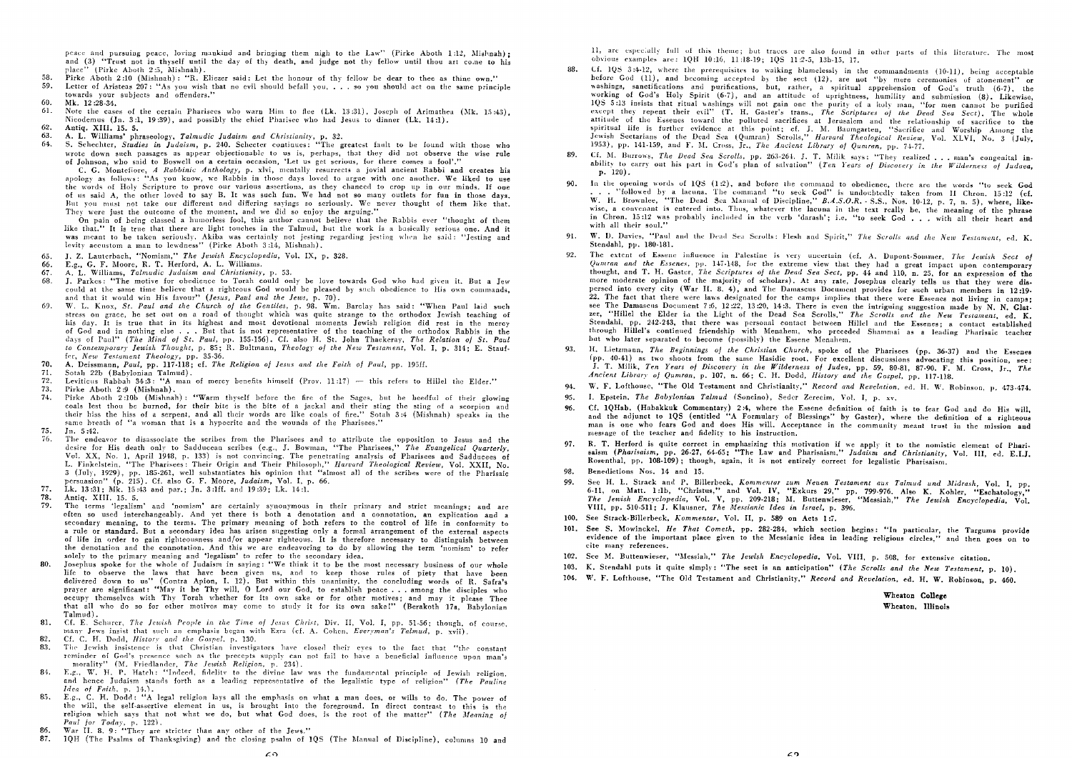peace and pursuing peace, loving mankind and bringing them nigh to the Law" (Pirke Aboth 1:12, Mishnah); and (3) "Trust not in thyself until the day of thy death, and judge not thy fellow until thou art come to his place" (Pirke Aboth 2:5, Mishnah).

58. Pirke Aboth 2:10 (Mishnah): "R. Eliezer said: Let the honour of thy fellow be dear to thee as thine own."

59. Letter of Aristeas 207: "As you wish that no evil should befall you, . . . so you should act on the same principle towards your subjects and offenders."

60. Mk. 12:28-34.

61. Note the cases of the certain Pharisees who warn Him to flee (Lk. 13:31), Joseph of Arimathea (Mk. 15:43), Nicodemus (Jn. 3:1, 19:39), and possibly the chief Pharisee who had Jesus to dinner (Lk. 14:1).

62. Antiq. XIII. 15. 5.

63. A. L. Williams' phraseology, *Talmudic Judaism and Christianity*, p. 32.

64. S. Schechter, *Studies in Judaism*, p. 240. Schecter continues: "The greatest fault to be found with those who wrote down such passages as appear objectionable to us is, perhaps, that they did not observe the wise rule of Johnson, who said to Boswell on a certain occasion, 'Let us get serious, for there comes a fool'."

C. G. Montefiore, *A Rabbinic Anthology*, p. xlvi, mentally resurrects a jovial ancient Rabbi and creates his apology as follows: "As you know, we Rabbis in those days used to argue with one another. We liked to use the words of Holy Scripture to prove our various assertions, as they chanced to crop up in our minds. If one of us said A, the other loved to say B. It was such fun. We had not so many outlets for fun in those days. But you must not take our different and differing sayings so seriously. We never thought of them like that. They were just the outcome of the moment, and we did so enjoy the arguing."

On pain of being classed a humorless fool, this author cannot believe that the Rabbis ever "thought of them like that." It is true that there are light touches in the Talmud, but the work is a basically serious one. And it was meant to be taken seriously. Akiba was certainly not jesting regarding jesting when he said: "Jesting and levity accustom a man to lewdness" (Pirke Aboth 3:14, Mishnah).

65. J. Z. Lauterbach, "Nomism," *The Jewish Encyclopedia*, Vol. IX, p. 328.

66. E.g., G. F. Moore, R. T. Herford, A. L. Williams.

67. A. L. Williams, *Talmudic Judaism and Christianity*, p. 53.

68. J. Parkes: "The motive for obedience to Torah could only be love towards God who had given it. But a Jew could at the same time believe that a righteous God would be pleased by such obedience to His own commands, and that it would win His favour" (*Jesus, Paul and the Jews*, p. 70).

69. W. L. Knox, *St. Paul and the Church of the Gentiles*, p. 98. Wm. Barclay has said: "When Paul laid such stress on grace, he set out on a road of thought which was quite strange to the orthodox Jewish teaching of his day. It is true that in its highest and most devotional moments Jewish religion did rest in the mercy of God and in nothing else . . . But that is not representative of the teaching of the orthodox Rabbis in the days of Paul" (*The Mind of St. Paul*, pp. 155-156). Cf. also H. St. John Thackeray, *The Relation of St. Paul to Contemporary Jewish Thought*, p. 85; R. Bultmann, *Theology of the New Testament*, Vol. I, p. 314; E. Stauffer, *New Testament Theology*, pp. 35-36.

70. A. Deissmann, *Paul*, pp. 117-118; cf. *The Religion of Jesus and the Faith of Paul*, pp. 195ff.

71. Sotah 22b (Babylonian Talmud).

72. Leviticus Rabbah 34:3: "A man of mercy benefits himself (Prov. 11:17) — this refers to Hillel the Elder."

73. Pirke Aboth 2:9 (Mishnah).

74. Pirke Aboth 2:10b (Mishnah): "Warm thyself before the fire of the Sages, but be heedful of their glowing coals lest thou be burned, for their bite is the bite of a jackal and their sting the sting of a scorpion and their hiss the hiss of a serpent, and all their words are like coals of fire." Sotah 3:4 (Mishnah) speaks in the same breath of "a woman that is a hypocrite and the wounds of the Pharisees."

75. Jn. 5:42.

76. The endeavor to disassociate the scribes from the Pharisees and to attribute the opposition to Jesus and the desire for His death only to Sadducean scribes (e.g., J. Bowman, "The Pharisees," *The Evangelical Quarterly*, Vol. XX, No. 1, April 1948, p. 133) is not convincing. The penetrating analysis of Pharisees and Sadducees of L. Finkelstein, "The Pharisees: Their Origin and Their Philosoph," *Harvard Theological Review*, Vol. XXII, No. 3 (July, 1929), pp. 185-261, well substantiates his opinion that "almost all of the scribes were of the Pharisaic persuasion" (p. 215). Cf. also G. F. Moore, *Judaism*, Vol. I, p. 66.

77. Lk. 13:31; Mk. 15:43 and par.; Jn. 3:1ff. and 19:39; Lk. 14:1.

78. Antiq. XIII. 15. 5.

79. The terms 'legalism' and 'nomism' are certainly synonymous in their primary and strict meanings; and are often so used interchangeably. And yet there is both a denotation and a connotation, an explication and a secondary meaning, to the terms. The primary meaning of both refers to the control of life in conformity to a rule or standard. But a secondary idea has arisen suggesting only a formal arrangement of the external aspects of life in order to gain righteousness and/or appear righteous. It is therefore necessary to distinguish between the denotation and the connotation. And this we are endeavoring to do by allowing the term 'nomism' to refer solely to the primary meaning and 'legalism' to refer to the secondary idea.

80. Josephus spoke for the whole of Judaism in saying: "We think it to be the most necessary business of our whole life to observe the laws that have been given us, and to keep those rules of piety that have been delivered down to us" (Contra Apion, I. 12). But within this unanimity, the concluding words of R. Safra's prayer are significant: "May it be Thy will, O Lord our God, to establish peace . . . among the disciples who occupy themselves with Thy Torah whether for its own sake or for other motives; and may it please Thee that all who do so for other motives may come to study it for its own sake!" (Berakoth 17a, Babylonian Talmud).

81. Cf. E. Schurer, *The Jewish People in the Time of Jesus Christ*, Div. II, Vol. I, pp. 51-56; though, of course, many Jews insist that such an emphasis began with Ezra (cf. A. Cohen, *Everyman's Talmud*, p. xvii).

82. Cf. C. H. Dodd, *History and the Gospel*, p. 130.

83. The Jewish insistence is that Christian investigators have closed their eyes to the fact that "the constant reminder of God's presence such as the precepts supply can not fail to have a beneficial influence upon man's morality" (M. Friedlander, *The Jewish Religion*, p. 234).

84. E.g., W. H. P. Hatch: "Indeed, fidelity to the divine law was the fundamental principle of Jewish religion, and hence Judaism stands forth as a leading representative of the legalistic type of religion" (*The Pauline Idea of Faith*, p. 14.).

85. E.g., C. H. Dodd: "A legal religion lays all the emphasis on what a man does, or wills to do. The power of the will, the self-assertive element in us, is brought into the foreground. In direct contrast to this is the religion which says that not what we do, but what God does, is the root of the matter" (*The Meaning of Paul for Today*, p. 122).

86. War II. 8. 9: "They are stricter than any other of the Jews."

87. 1QH (The Psalms of Thanksgiving) and the closing psalm of 1QS (The Manual of Discipline), columns 10 and 11, are especially full of this theme; but traces are also found in other parts of this literature. The most obvious examples are: 1QH 10:16, 11:18-19; 1QS 11:2-5, 13b-15, 17.

88. Cf. 1QS 3:4-12, where the prerequisites to walking blamelessly in the commandments (10-11), being acceptable before God (11), and becoming accepted by the sect (12), are not "by mere ceremonies of atonement" or washings, sanctifications and purifications, but, rather, a spiritual apprehension of God's truth (6-7), the working of God's Holy Spirit (6-7), and an attitude of uprightness, humility and submission (8). Likewise, 1QS 5:13 insists that ritual washings will not gain one the purity of a holy man, "for men cannot be purified except they repent their evil" (T. H. Gaster's trans., *The Scriptures of the Dead Sea Sect*). The whole attitude of the Essenes toward the polluted sacrifices at Jerusalem and the relationship of sacrifice to the spiritual life is further evidence at this point; cf. J. M. Baumgarten, "Sacrifice and Worship Among the Jewish Sectarians of the Dead Sea (Qumran) Scrolls," *Harvard Theological Review*, Vol. XLVI, No. 3 (July, 1953), pp. 141-159, and F. M. Cross, Jr., *The Ancient Library of Qumran*, pp. 74-77.

89. Cf. M. Burrows, *The Dead Sea Scrolls*, pp. 263-264. J. T. Milik says: "They realized . . . man's congenital inability to carry out his part in God's plan of salvation" (*Ten Years of Discovery in the Wilderness of Judaea*, p. 120).

90. In the opening words of 1QS (1:2), and before the command to obedience, there are the words "to seek God . . ." "followed by a lacuna. The command "to seek God" is undoubtedly taken from II Chron. 15:12 (cf. W. H. Brownlee, "The Dead Sea Manual of Discipline," *B.A.S.O.R.* - S.S., Nos. 10-12, p. 7, n. 5), where, likewise, a convenant is entered into. Thus, whatever the lacuna in the text really be, the meaning of the phrase in Chron. 15:12 was probably included in the verb 'darash'; i.e. "to seek God . . . with all their heart and with all their soul."

91. W. D. Davies, "Paul and the Dead Sea Scrolls: Flesh and Spirit," *The Scrolls and the New Testament*, ed. K. Stendahl, pp. 180-181.

92. The extent of Essene influence in Palestine is very uncertain (cf. A. Dupont-Sommer, *The Jewish Sect of Qumran and the Essenes*, pp. 147-148, for the extreme view that they had a great impact upon contemporary thought, and T. H. Gaster, *The Scriptures of the Dead Sea Sect*, pp. 44 and 110, n. 25, for an expression of the more moderate opinion of the majority of scholars). At any rate, Josephus clearly tells us that they were dispersed into every city (War II. 8. 4), and The Damascus Document provides for such urban members in 12:19-22. The fact that there were laws designated for the camps implies that there were Essenes not living in camps; see The Damascus Document 7:6, 12:22, 13:20, 14:3. There is even the intriguing suggestion made by N. N. Glatzer, "Hillel the Elder in the Light of the Dead Sea Scrolls," *The Scrolls and the New Testament*, ed. K. Stendahl, pp. 242-243, that there was personal contact between Hillel and the Essenes; a contact established through Hillel's continued friendship with Menahem, who preceded Shammai as a leading Pharisaic teacher but who later separated to become (possibly) the Essene Menahem.

93. H. Lietzmann, *The Beginnings of the Christian Church*, spoke of the Pharisees (pp. 36-37) and the Essenes (pp. 40-41) as two shoots from the same Hasidic root. For excellent discussions advocating this position, see: J. T. Milik, *Ten Years of Discovery in the Wilderness of Judea*, pp. 59, 80-81, 87-90, F. M. Cross, Jr., *The Ancient Library of Qumran*, p. 107, n. 66; C. H. Dodd, *History and the Gospel*, pp. 117-118.

94. W. F. Lofthouse, "The Old Testament and Christianity," *Record and Revelation*, ed. H. W. Robinson, p. 473-474.

95. I. Epstein, *The Babylonian Talmud* (Soncino), Seder Zerecim, Vol. I, p. xv.

96. Cf. 1QHab. (Habakkuk Commentary) 2:4, where the Essene definition of faith is to fear God and do His will, and the adjunct to 1QS (entitled "A Formulary of Blessings" by Gaster), where the definition of a righteous man is one who fears God and does His will. Acceptance in the community meant trust in the mission and message of the teacher and fidelity to his instruction.

97. R. T. Herford is quite correct in emphasizing this motivation if we apply it to the nomistic element of Pharisaism (*Pharisaism*, pp. 26-27, 64-65; "The Law and Pharisaism," *Judaism and Christianity*, Vol. III, ed. E.I.J. Rosenthal, pp. 108-109); though, again, it is not entirely correct for legalistic Pharisaism.

98. Benedictions Nos. 14 and 15.

99. See H. L. Strack and P. Billerbeck, *Kommentar zum Neuen Testament aus Talmud und Midrash*, Vol. I, pp. 6-11, on Matt. 1:1b, "Christus," and Vol. IV, "Exkurs 29," pp. 799-976. Also K. Kohler, "Eschatology," *The Jewish Encyclopedia*, Vol. V, pp. 209-218; M. Buttenwieser, "Messiah," *The Jewish Encyclopedia*, Vol. VIII, pp. 510-511; J. Klausner, *The Messianic Idea in Israel*, p. 396.

100. See Strack-Billerbeck, *Kommentar*, Vol. II, p. 589 on Acts 1:7.

101. See S. Mowinckel, *He That Cometh*, pp. 282-284, which section begins: "In particular, the Targums provide evidence of the important place given to the Messianic idea in leading religious circles," and then goes on to cite many references.

102. See M. Buttenwieser, "Messiah," *The Jewish Encyclopedia*, Vol. VIII, p. 508, for extensive citation.

103. K. Stendahl puts it quite simply: "The sect is an anticipation" (*The Scrolls and the New Testament*, p. 10).

104. W. F. Lofthouse, "The Old Testament and Christianity," *Record and Revelation*, ed. H. W. Robinson, p. 460.

**Wheaton College**
**Wheaton, Illinois**